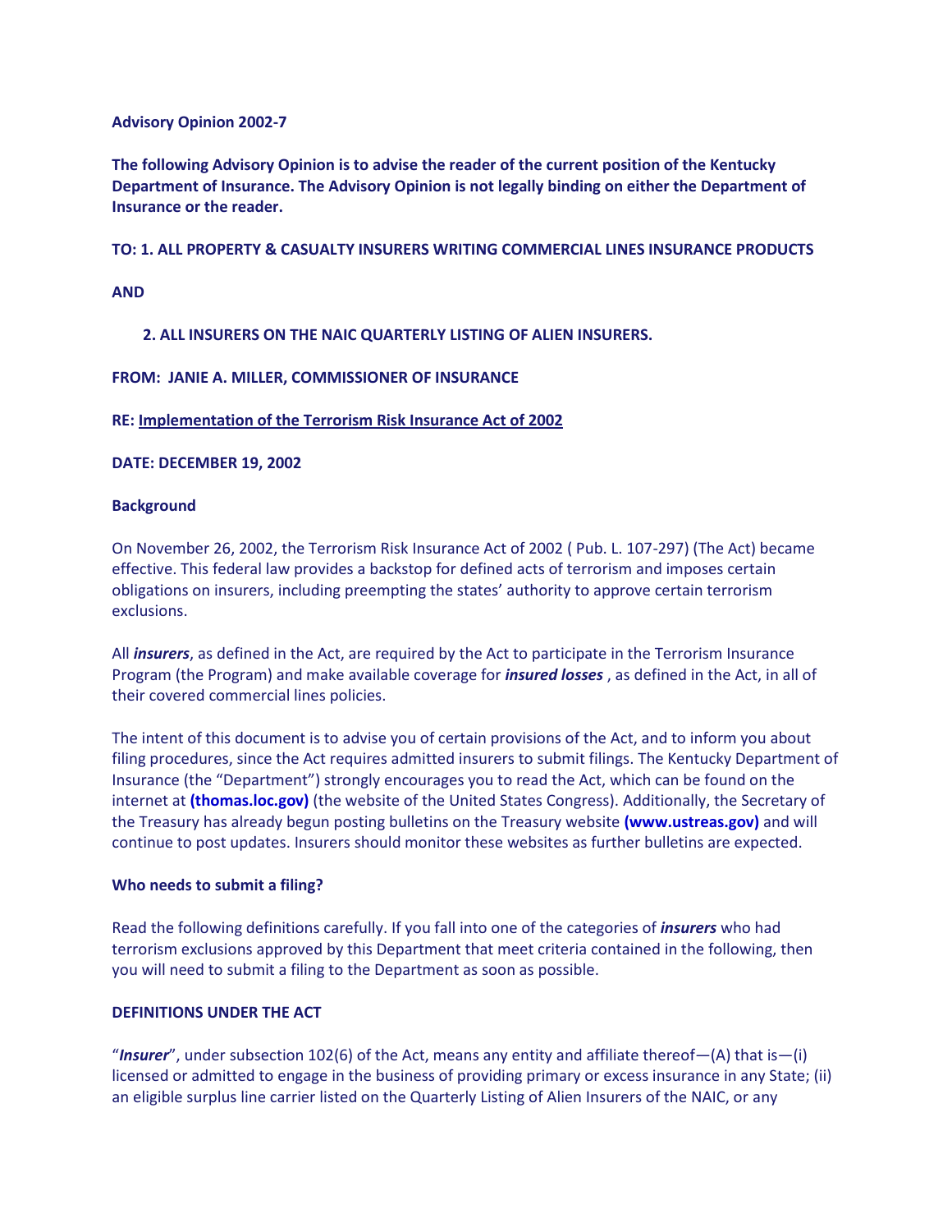**Advisory Opinion 2002-7**

**The following Advisory Opinion is to advise the reader of the current position of the Kentucky Department of Insurance. The Advisory Opinion is not legally binding on either the Department of Insurance or the reader.**

**TO: 1. ALL PROPERTY & CASUALTY INSURERS WRITING COMMERCIAL LINES INSURANCE PRODUCTS**

**AND**

**2. ALL INSURERS ON THE NAIC QUARTERLY LISTING OF ALIEN INSURERS.**

**FROM: JANIE A. MILLER, COMMISSIONER OF INSURANCE**

**RE: Implementation of the Terrorism Risk Insurance Act of 2002**

**DATE: DECEMBER 19, 2002**

**Background**

On November 26, 2002, the Terrorism Risk Insurance Act of 2002 ( Pub. L. 107-297) (The Act) became effective. This federal law provides a backstop for defined acts of terrorism and imposes certain obligations on insurers, including preempting the states' authority to approve certain terrorism exclusions.

All ***insurers***, as defined in the Act, are required by the Act to participate in the Terrorism Insurance Program (the Program) and make available coverage for ***insured losses*** , as defined in the Act, in all of their covered commercial lines policies.

The intent of this document is to advise you of certain provisions of the Act, and to inform you about filing procedures, since the Act requires admitted insurers to submit filings. The Kentucky Department of Insurance (the "Department") strongly encourages you to read the Act, which can be found on the internet at **(thomas.loc.gov)** (the website of the United States Congress). Additionally, the Secretary of the Treasury has already begun posting bulletins on the Treasury website **(www.ustreas.gov)** and will continue to post updates. Insurers should monitor these websites as further bulletins are expected.

**Who needs to submit a filing?**

Read the following definitions carefully. If you fall into one of the categories of ***insurers*** who had terrorism exclusions approved by this Department that meet criteria contained in the following, then you will need to submit a filing to the Department as soon as possible.

**DEFINITIONS UNDER THE ACT**

"***Insurer***", under subsection 102(6) of the Act, means any entity and affiliate thereof—(A) that is—(i) licensed or admitted to engage in the business of providing primary or excess insurance in any State; (ii) an eligible surplus line carrier listed on the Quarterly Listing of Alien Insurers of the NAIC, or any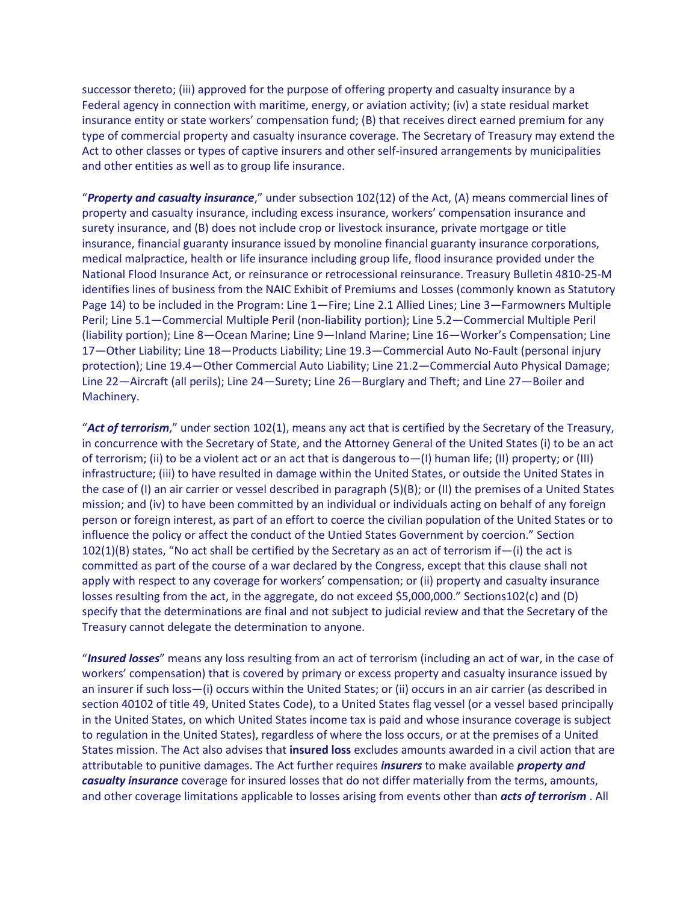successor thereto; (iii) approved for the purpose of offering property and casualty insurance by a Federal agency in connection with maritime, energy, or aviation activity; (iv) a state residual market insurance entity or state workers' compensation fund; (B) that receives direct earned premium for any type of commercial property and casualty insurance coverage. The Secretary of Treasury may extend the Act to other classes or types of captive insurers and other self-insured arrangements by municipalities and other entities as well as to group life insurance.

"***Property and casualty insurance***," under subsection 102(12) of the Act, (A) means commercial lines of property and casualty insurance, including excess insurance, workers' compensation insurance and surety insurance, and (B) does not include crop or livestock insurance, private mortgage or title insurance, financial guaranty insurance issued by monoline financial guaranty insurance corporations, medical malpractice, health or life insurance including group life, flood insurance provided under the National Flood Insurance Act, or reinsurance or retrocessional reinsurance. Treasury Bulletin 4810-25-M identifies lines of business from the NAIC Exhibit of Premiums and Losses (commonly known as Statutory Page 14) to be included in the Program: Line 1—Fire; Line 2.1 Allied Lines; Line 3—Farmowners Multiple Peril; Line 5.1—Commercial Multiple Peril (non-liability portion); Line 5.2—Commercial Multiple Peril (liability portion); Line 8—Ocean Marine; Line 9—Inland Marine; Line 16—Worker's Compensation; Line 17—Other Liability; Line 18—Products Liability; Line 19.3—Commercial Auto No-Fault (personal injury protection); Line 19.4—Other Commercial Auto Liability; Line 21.2—Commercial Auto Physical Damage; Line 22—Aircraft (all perils); Line 24—Surety; Line 26—Burglary and Theft; and Line 27—Boiler and Machinery.

"***Act of terrorism***," under section 102(1), means any act that is certified by the Secretary of the Treasury, in concurrence with the Secretary of State, and the Attorney General of the United States (i) to be an act of terrorism; (ii) to be a violent act or an act that is dangerous to—(I) human life; (II) property; or (III) infrastructure; (iii) to have resulted in damage within the United States, or outside the United States in the case of (I) an air carrier or vessel described in paragraph (5)(B); or (II) the premises of a United States mission; and (iv) to have been committed by an individual or individuals acting on behalf of any foreign person or foreign interest, as part of an effort to coerce the civilian population of the United States or to influence the policy or affect the conduct of the Untied States Government by coercion." Section 102(1)(B) states, "No act shall be certified by the Secretary as an act of terrorism if—(i) the act is committed as part of the course of a war declared by the Congress, except that this clause shall not apply with respect to any coverage for workers' compensation; or (ii) property and casualty insurance losses resulting from the act, in the aggregate, do not exceed $5,000,000." Sections102(c) and (D) specify that the determinations are final and not subject to judicial review and that the Secretary of the Treasury cannot delegate the determination to anyone.

"***Insured losses***" means any loss resulting from an act of terrorism (including an act of war, in the case of workers' compensation) that is covered by primary or excess property and casualty insurance issued by an insurer if such loss—(i) occurs within the United States; or (ii) occurs in an air carrier (as described in section 40102 of title 49, United States Code), to a United States flag vessel (or a vessel based principally in the United States, on which United States income tax is paid and whose insurance coverage is subject to regulation in the United States), regardless of where the loss occurs, or at the premises of a United States mission. The Act also advises that **insured loss** excludes amounts awarded in a civil action that are attributable to punitive damages. The Act further requires ***insurers*** to make available ***property and casualty insurance*** coverage for insured losses that do not differ materially from the terms, amounts, and other coverage limitations applicable to losses arising from events other than ***acts of terrorism*** . All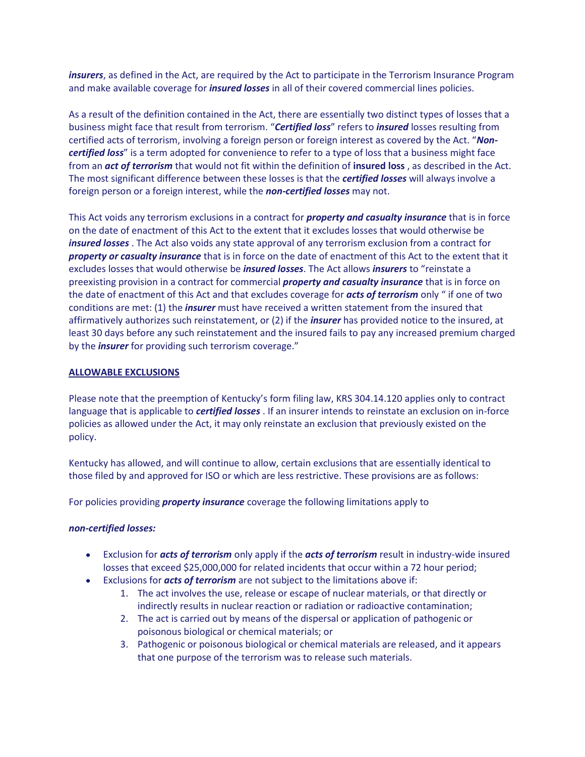***insurers***, as defined in the Act, are required by the Act to participate in the Terrorism Insurance Program and make available coverage for ***insured losses*** in all of their covered commercial lines policies.

As a result of the definition contained in the Act, there are essentially two distinct types of losses that a business might face that result from terrorism. "***Certified loss***" refers to ***insured*** losses resulting from certified acts of terrorism, involving a foreign person or foreign interest as covered by the Act. "***Non-certified loss***" is a term adopted for convenience to refer to a type of loss that a business might face from an ***act of terrorism*** that would not fit within the definition of **insured loss** , as described in the Act. The most significant difference between these losses is that the ***certified losses*** will always involve a foreign person or a foreign interest, while the ***non-certified losses*** may not.

This Act voids any terrorism exclusions in a contract for ***property and casualty insurance*** that is in force on the date of enactment of this Act to the extent that it excludes losses that would otherwise be ***insured losses*** . The Act also voids any state approval of any terrorism exclusion from a contract for ***property or casualty insurance*** that is in force on the date of enactment of this Act to the extent that it excludes losses that would otherwise be ***insured losses***. The Act allows ***insurers*** to "reinstate a preexisting provision in a contract for commercial ***property and casualty insurance*** that is in force on the date of enactment of this Act and that excludes coverage for ***acts of terrorism*** only " if one of two conditions are met: (1) the ***insurer*** must have received a written statement from the insured that affirmatively authorizes such reinstatement, or (2) if the ***insurer*** has provided notice to the insured, at least 30 days before any such reinstatement and the insured fails to pay any increased premium charged by the ***insurer*** for providing such terrorism coverage."

**ALLOWABLE EXCLUSIONS**

Please note that the preemption of Kentucky's form filing law, KRS 304.14.120 applies only to contract language that is applicable to ***certified losses*** . If an insurer intends to reinstate an exclusion on in-force policies as allowed under the Act, it may only reinstate an exclusion that previously existed on the policy.

Kentucky has allowed, and will continue to allow, certain exclusions that are essentially identical to those filed by and approved for ISO or which are less restrictive. These provisions are as follows:

For policies providing ***property insurance*** coverage the following limitations apply to

***non-certified losses:***

- Exclusion for ***acts of terrorism*** only apply if the ***acts of terrorism*** result in industry-wide insured losses that exceed $25,000,000 for related incidents that occur within a 72 hour period;
- Exclusions for ***acts of terrorism*** are not subject to the limitations above if:
    1. The act involves the use, release or escape of nuclear materials, or that directly or indirectly results in nuclear reaction or radiation or radioactive contamination;
    2. The act is carried out by means of the dispersal or application of pathogenic or poisonous biological or chemical materials; or
    3. Pathogenic or poisonous biological or chemical materials are released, and it appears that one purpose of the terrorism was to release such materials.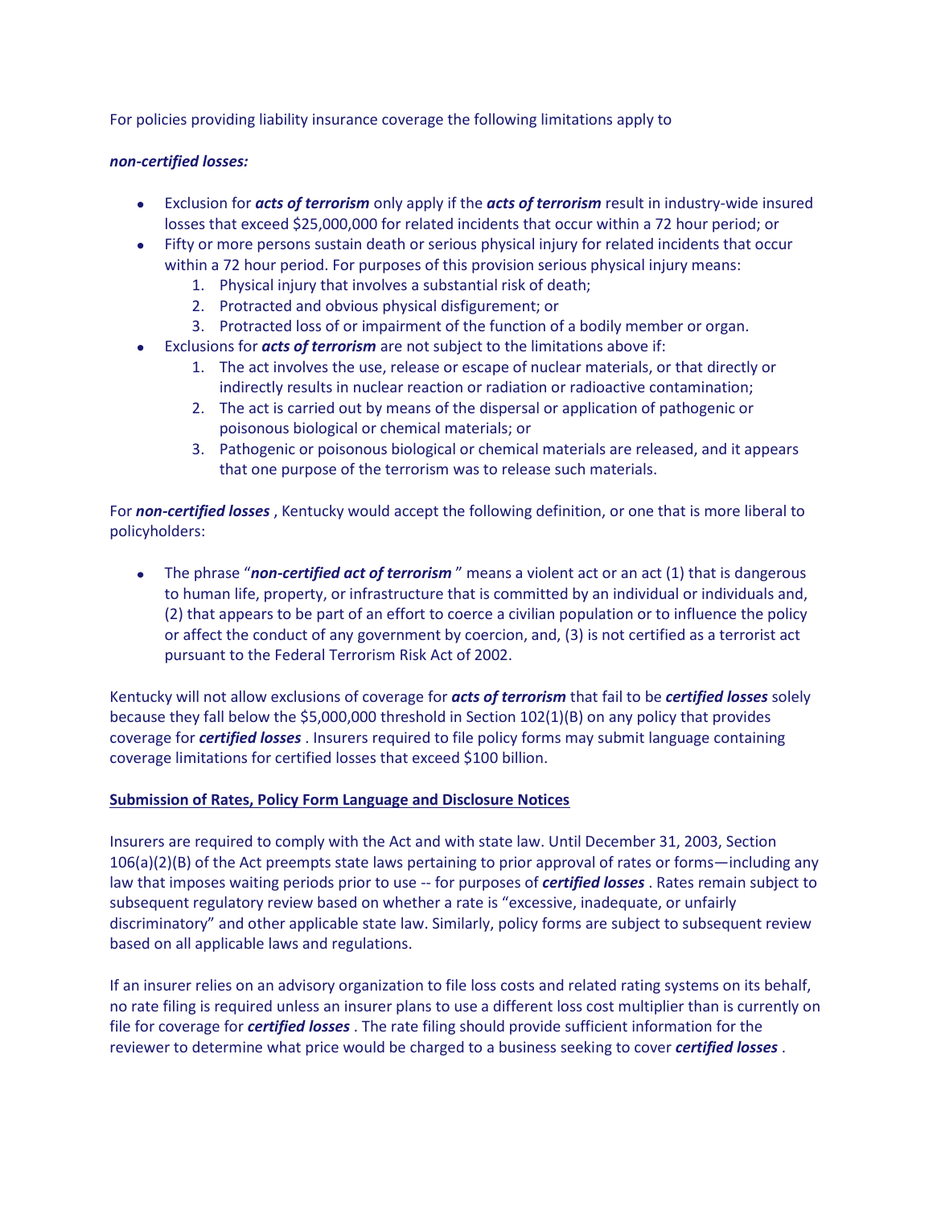For policies providing liability insurance coverage the following limitations apply to

***non-certified losses:***

- Exclusion for ***acts of terrorism*** only apply if the ***acts of terrorism*** result in industry-wide insured losses that exceed $25,000,000 for related incidents that occur within a 72 hour period; or
- Fifty or more persons sustain death or serious physical injury for related incidents that occur within a 72 hour period. For purposes of this provision serious physical injury means:
  1. Physical injury that involves a substantial risk of death;
  2. Protracted and obvious physical disfigurement; or
  3. Protracted loss of or impairment of the function of a bodily member or organ.
- Exclusions for ***acts of terrorism*** are not subject to the limitations above if:
  1. The act involves the use, release or escape of nuclear materials, or that directly or indirectly results in nuclear reaction or radiation or radioactive contamination;
  2. The act is carried out by means of the dispersal or application of pathogenic or poisonous biological or chemical materials; or
  3. Pathogenic or poisonous biological or chemical materials are released, and it appears that one purpose of the terrorism was to release such materials.

For ***non-certified losses*** , Kentucky would accept the following definition, or one that is more liberal to policyholders:

- The phrase "***non-certified act of terrorism*** " means a violent act or an act (1) that is dangerous to human life, property, or infrastructure that is committed by an individual or individuals and, (2) that appears to be part of an effort to coerce a civilian population or to influence the policy or affect the conduct of any government by coercion, and, (3) is not certified as a terrorist act pursuant to the Federal Terrorism Risk Act of 2002.

Kentucky will not allow exclusions of coverage for ***acts of terrorism*** that fail to be ***certified losses*** solely because they fall below the $5,000,000 threshold in Section 102(1)(B) on any policy that provides coverage for ***certified losses*** . Insurers required to file policy forms may submit language containing coverage limitations for certified losses that exceed $100 billion.

**Submission of Rates, Policy Form Language and Disclosure Notices**

Insurers are required to comply with the Act and with state law. Until December 31, 2003, Section 106(a)(2)(B) of the Act preempts state laws pertaining to prior approval of rates or forms—including any law that imposes waiting periods prior to use -- for purposes of ***certified losses*** . Rates remain subject to subsequent regulatory review based on whether a rate is "excessive, inadequate, or unfairly discriminatory" and other applicable state law. Similarly, policy forms are subject to subsequent review based on all applicable laws and regulations.

If an insurer relies on an advisory organization to file loss costs and related rating systems on its behalf, no rate filing is required unless an insurer plans to use a different loss cost multiplier than is currently on file for coverage for ***certified losses*** . The rate filing should provide sufficient information for the reviewer to determine what price would be charged to a business seeking to cover ***certified losses*** .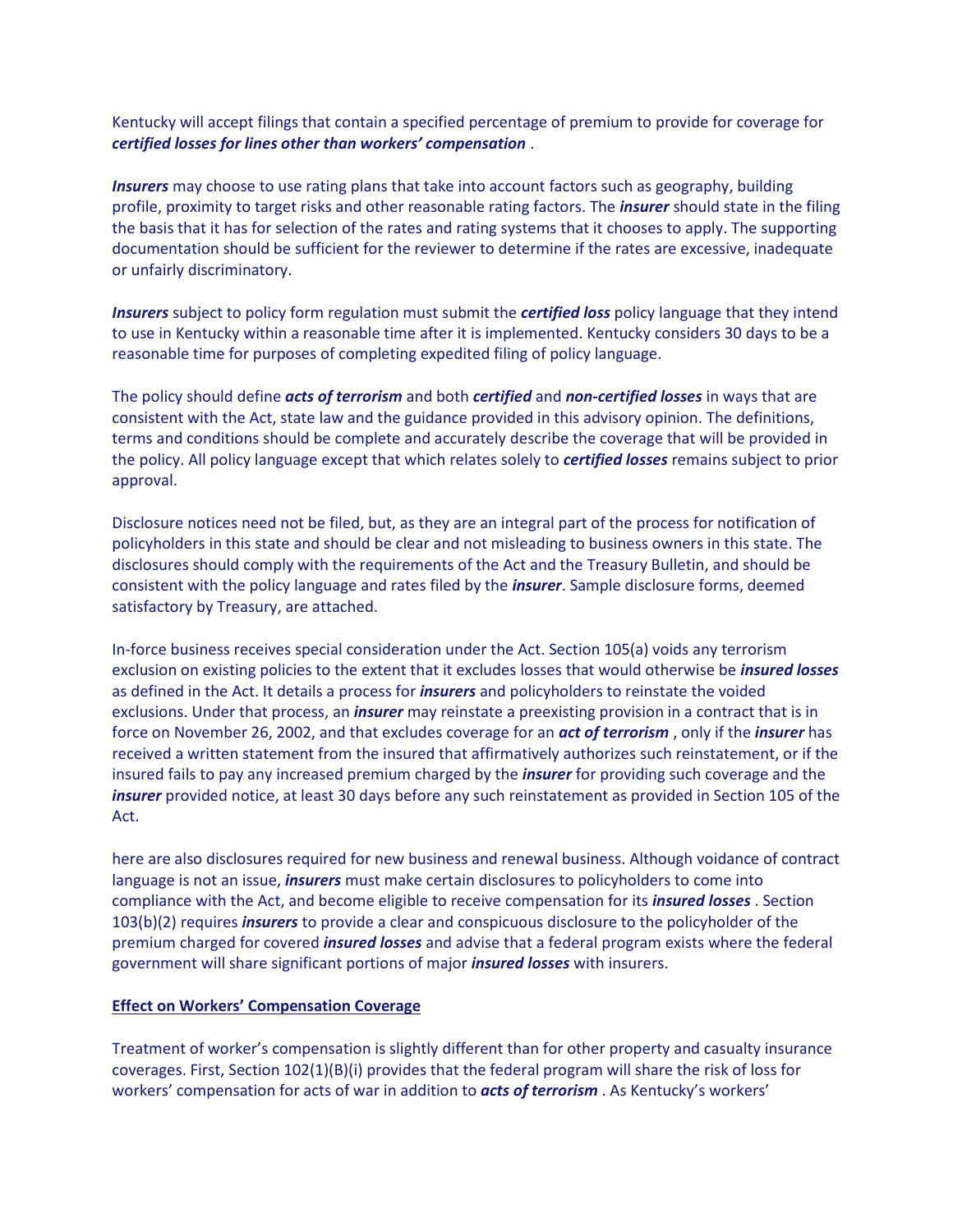Kentucky will accept filings that contain a specified percentage of premium to provide for coverage for ***certified losses for lines other than workers' compensation*** .

***Insurers*** may choose to use rating plans that take into account factors such as geography, building profile, proximity to target risks and other reasonable rating factors. The ***insurer*** should state in the filing the basis that it has for selection of the rates and rating systems that it chooses to apply. The supporting documentation should be sufficient for the reviewer to determine if the rates are excessive, inadequate or unfairly discriminatory.

***Insurers*** subject to policy form regulation must submit the ***certified loss*** policy language that they intend to use in Kentucky within a reasonable time after it is implemented. Kentucky considers 30 days to be a reasonable time for purposes of completing expedited filing of policy language.

The policy should define ***acts of terrorism*** and both ***certified*** and ***non-certified losses*** in ways that are consistent with the Act, state law and the guidance provided in this advisory opinion. The definitions, terms and conditions should be complete and accurately describe the coverage that will be provided in the policy. All policy language except that which relates solely to ***certified losses*** remains subject to prior approval.

Disclosure notices need not be filed, but, as they are an integral part of the process for notification of policyholders in this state and should be clear and not misleading to business owners in this state. The disclosures should comply with the requirements of the Act and the Treasury Bulletin, and should be consistent with the policy language and rates filed by the ***insurer***. Sample disclosure forms, deemed satisfactory by Treasury, are attached.

In-force business receives special consideration under the Act. Section 105(a) voids any terrorism exclusion on existing policies to the extent that it excludes losses that would otherwise be ***insured losses*** as defined in the Act. It details a process for ***insurers*** and policyholders to reinstate the voided exclusions. Under that process, an ***insurer*** may reinstate a preexisting provision in a contract that is in force on November 26, 2002, and that excludes coverage for an ***act of terrorism*** , only if the ***insurer*** has received a written statement from the insured that affirmatively authorizes such reinstatement, or if the insured fails to pay any increased premium charged by the ***insurer*** for providing such coverage and the ***insurer*** provided notice, at least 30 days before any such reinstatement as provided in Section 105 of the Act.

here are also disclosures required for new business and renewal business. Although voidance of contract language is not an issue, ***insurers*** must make certain disclosures to policyholders to come into compliance with the Act, and become eligible to receive compensation for its ***insured losses*** . Section 103(b)(2) requires ***insurers*** to provide a clear and conspicuous disclosure to the policyholder of the premium charged for covered ***insured losses*** and advise that a federal program exists where the federal government will share significant portions of major ***insured losses*** with insurers.

**Effect on Workers' Compensation Coverage**

Treatment of worker's compensation is slightly different than for other property and casualty insurance coverages. First, Section 102(1)(B)(i) provides that the federal program will share the risk of loss for workers' compensation for acts of war in addition to ***acts of terrorism*** . As Kentucky's workers'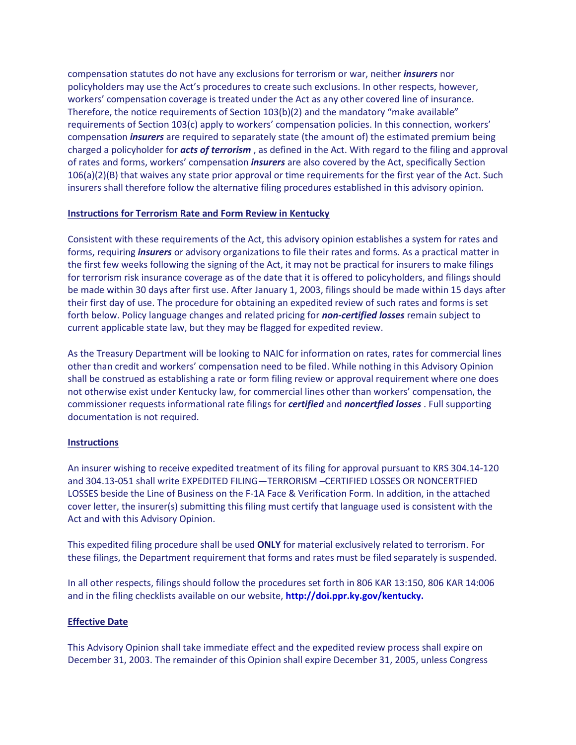compensation statutes do not have any exclusions for terrorism or war, neither ***insurers*** nor policyholders may use the Act's procedures to create such exclusions. In other respects, however, workers' compensation coverage is treated under the Act as any other covered line of insurance. Therefore, the notice requirements of Section 103(b)(2) and the mandatory "make available" requirements of Section 103(c) apply to workers' compensation policies. In this connection, workers' compensation ***insurers*** are required to separately state (the amount of) the estimated premium being charged a policyholder for ***acts of terrorism*** , as defined in the Act. With regard to the filing and approval of rates and forms, workers' compensation ***insurers*** are also covered by the Act, specifically Section 106(a)(2)(B) that waives any state prior approval or time requirements for the first year of the Act. Such insurers shall therefore follow the alternative filing procedures established in this advisory opinion.

## Instructions for Terrorism Rate and Form Review in Kentucky

Consistent with these requirements of the Act, this advisory opinion establishes a system for rates and forms, requiring ***insurers*** or advisory organizations to file their rates and forms. As a practical matter in the first few weeks following the signing of the Act, it may not be practical for insurers to make filings for terrorism risk insurance coverage as of the date that it is offered to policyholders, and filings should be made within 30 days after first use. After January 1, 2003, filings should be made within 15 days after their first day of use. The procedure for obtaining an expedited review of such rates and forms is set forth below. Policy language changes and related pricing for ***non-certified losses*** remain subject to current applicable state law, but they may be flagged for expedited review.

As the Treasury Department will be looking to NAIC for information on rates, rates for commercial lines other than credit and workers' compensation need to be filed. While nothing in this Advisory Opinion shall be construed as establishing a rate or form filing review or approval requirement where one does not otherwise exist under Kentucky law, for commercial lines other than workers' compensation, the commissioner requests informational rate filings for ***certified*** and ***noncertfied losses*** . Full supporting documentation is not required.

## Instructions

An insurer wishing to receive expedited treatment of its filing for approval pursuant to KRS 304.14-120 and 304.13-051 shall write EXPEDITED FILING—TERRORISM –CERTIFIED LOSSES OR NONCERTFIED LOSSES beside the Line of Business on the F-1A Face & Verification Form. In addition, in the attached cover letter, the insurer(s) submitting this filing must certify that language used is consistent with the Act and with this Advisory Opinion.

This expedited filing procedure shall be used **ONLY** for material exclusively related to terrorism. For these filings, the Department requirement that forms and rates must be filed separately is suspended.

In all other respects, filings should follow the procedures set forth in 806 KAR 13:150, 806 KAR 14:006 and in the filing checklists available on our website, **http://doi.ppr.ky.gov/kentucky.**

## Effective Date

This Advisory Opinion shall take immediate effect and the expedited review process shall expire on December 31, 2003. The remainder of this Opinion shall expire December 31, 2005, unless Congress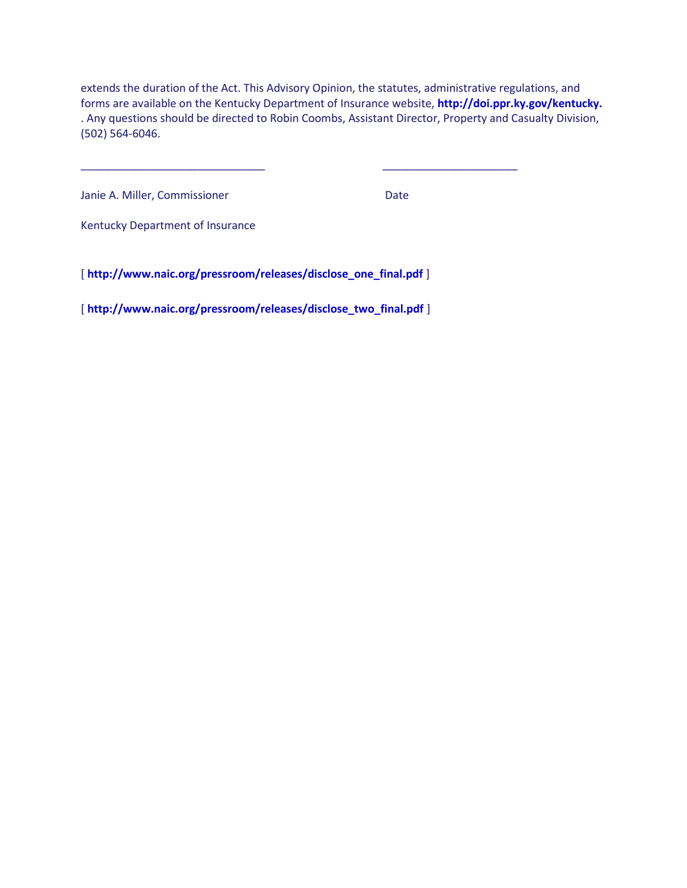extends the duration of the Act. This Advisory Opinion, the statutes, administrative regulations, and forms are available on the Kentucky Department of Insurance website, **http://doi.ppr.ky.gov/kentucky.** . Any questions should be directed to Robin Coombs, Assistant Director, Property and Casualty Division, (502) 564-6046.

______________________________ ______________________

Janie A. Miller, Commissioner Date

Kentucky Department of Insurance

[ **http://www.naic.org/pressroom/releases/disclose_one_final.pdf** ]

[ **http://www.naic.org/pressroom/releases/disclose_two_final.pdf** ]